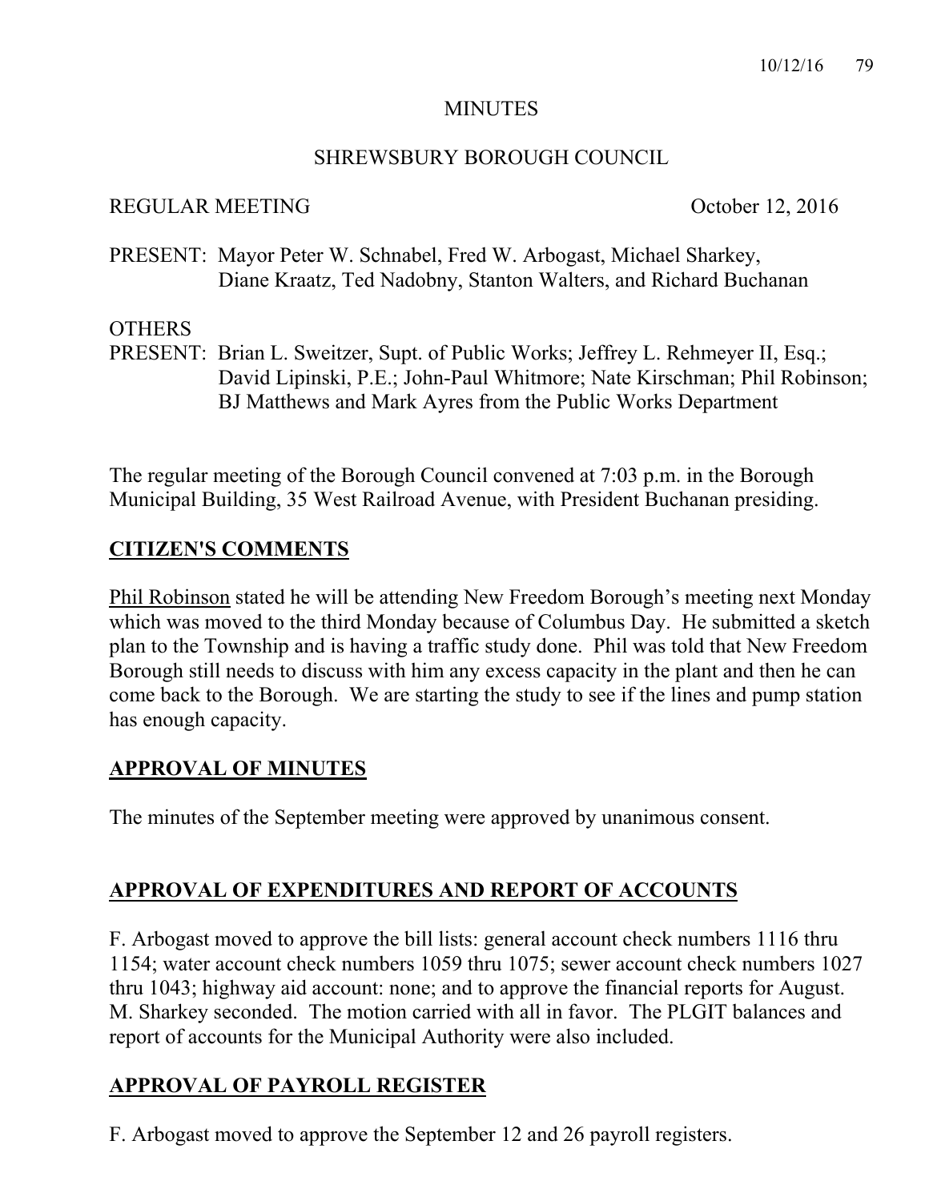# MINUTES

## SHREWSBURY BOROUGH COUNCIL

REGULAR MEETING October 12, 2016

PRESENT: Mayor Peter W. Schnabel, Fred W. Arbogast, Michael Sharkey, Diane Kraatz, Ted Nadobny, Stanton Walters, and Richard Buchanan

OTHERS
PRESENT: Brian L. Sweitzer, Supt. of Public Works; Jeffrey L. Rehmeyer II, Esq.; David Lipinski, P.E.; John-Paul Whitmore; Nate Kirschman; Phil Robinson; BJ Matthews and Mark Ayres from the Public Works Department

The regular meeting of the Borough Council convened at 7:03 p.m. in the Borough Municipal Building, 35 West Railroad Avenue, with President Buchanan presiding.

## CITIZEN'S COMMENTS

Phil Robinson stated he will be attending New Freedom Borough's meeting next Monday which was moved to the third Monday because of Columbus Day. He submitted a sketch plan to the Township and is having a traffic study done. Phil was told that New Freedom Borough still needs to discuss with him any excess capacity in the plant and then he can come back to the Borough. We are starting the study to see if the lines and pump station has enough capacity.

## APPROVAL OF MINUTES

The minutes of the September meeting were approved by unanimous consent.

## APPROVAL OF EXPENDITURES AND REPORT OF ACCOUNTS

F. Arbogast moved to approve the bill lists: general account check numbers 1116 thru 1154; water account check numbers 1059 thru 1075; sewer account check numbers 1027 thru 1043; highway aid account: none; and to approve the financial reports for August. M. Sharkey seconded. The motion carried with all in favor. The PLGIT balances and report of accounts for the Municipal Authority were also included.

## APPROVAL OF PAYROLL REGISTER

F. Arbogast moved to approve the September 12 and 26 payroll registers.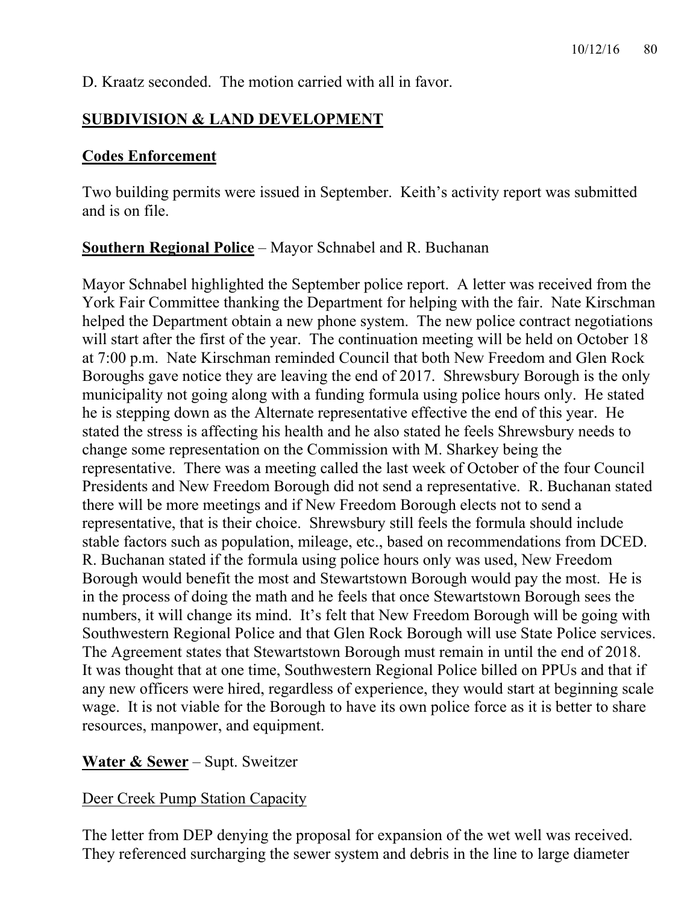D. Kraatz seconded. The motion carried with all in favor.

## **SUBDIVISION & LAND DEVELOPMENT**

### **Codes Enforcement**

Two building permits were issued in September. Keith's activity report was submitted and is on file.

**Southern Regional Police** – Mayor Schnabel and R. Buchanan

Mayor Schnabel highlighted the September police report. A letter was received from the York Fair Committee thanking the Department for helping with the fair. Nate Kirschman helped the Department obtain a new phone system. The new police contract negotiations will start after the first of the year. The continuation meeting will be held on October 18 at 7:00 p.m. Nate Kirschman reminded Council that both New Freedom and Glen Rock Boroughs gave notice they are leaving the end of 2017. Shrewsbury Borough is the only municipality not going along with a funding formula using police hours only. He stated he is stepping down as the Alternate representative effective the end of this year. He stated the stress is affecting his health and he also stated he feels Shrewsbury needs to change some representation on the Commission with M. Sharkey being the representative. There was a meeting called the last week of October of the four Council Presidents and New Freedom Borough did not send a representative. R. Buchanan stated there will be more meetings and if New Freedom Borough elects not to send a representative, that is their choice. Shrewsbury still feels the formula should include stable factors such as population, mileage, etc., based on recommendations from DCED. R. Buchanan stated if the formula using police hours only was used, New Freedom Borough would benefit the most and Stewartstown Borough would pay the most. He is in the process of doing the math and he feels that once Stewartstown Borough sees the numbers, it will change its mind. It's felt that New Freedom Borough will be going with Southwestern Regional Police and that Glen Rock Borough will use State Police services. The Agreement states that Stewartstown Borough must remain in until the end of 2018. It was thought that at one time, Southwestern Regional Police billed on PPUs and that if any new officers were hired, regardless of experience, they would start at beginning scale wage. It is not viable for the Borough to have its own police force as it is better to share resources, manpower, and equipment.

**Water & Sewer** – Supt. Sweitzer

Deer Creek Pump Station Capacity

The letter from DEP denying the proposal for expansion of the wet well was received. They referenced surcharging the sewer system and debris in the line to large diameter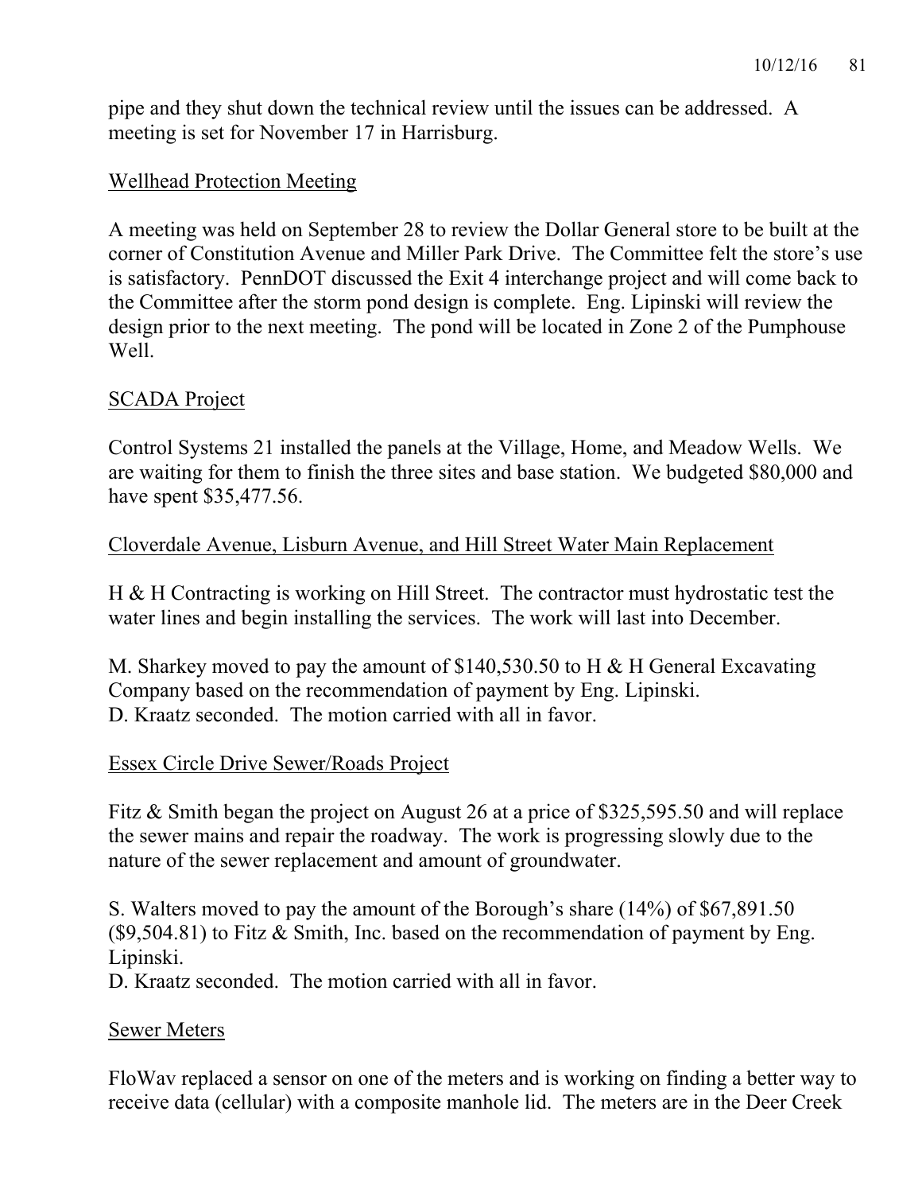pipe and they shut down the technical review until the issues can be addressed. A meeting is set for November 17 in Harrisburg.

Wellhead Protection Meeting

A meeting was held on September 28 to review the Dollar General store to be built at the corner of Constitution Avenue and Miller Park Drive. The Committee felt the store's use is satisfactory. PennDOT discussed the Exit 4 interchange project and will come back to the Committee after the storm pond design is complete. Eng. Lipinski will review the design prior to the next meeting. The pond will be located in Zone 2 of the Pumphouse Well.

SCADA Project

Control Systems 21 installed the panels at the Village, Home, and Meadow Wells. We are waiting for them to finish the three sites and base station. We budgeted $80,000 and have spent $35,477.56.

Cloverdale Avenue, Lisburn Avenue, and Hill Street Water Main Replacement

H & H Contracting is working on Hill Street. The contractor must hydrostatic test the water lines and begin installing the services. The work will last into December.

M. Sharkey moved to pay the amount of $140,530.50 to H & H General Excavating Company based on the recommendation of payment by Eng. Lipinski.
D. Kraatz seconded. The motion carried with all in favor.

Essex Circle Drive Sewer/Roads Project

Fitz & Smith began the project on August 26 at a price of $325,595.50 and will replace the sewer mains and repair the roadway. The work is progressing slowly due to the nature of the sewer replacement and amount of groundwater.

S. Walters moved to pay the amount of the Borough's share (14%) of $67,891.50 ($9,504.81) to Fitz & Smith, Inc. based on the recommendation of payment by Eng. Lipinski.
D. Kraatz seconded. The motion carried with all in favor.

Sewer Meters

FloWav replaced a sensor on one of the meters and is working on finding a better way to receive data (cellular) with a composite manhole lid. The meters are in the Deer Creek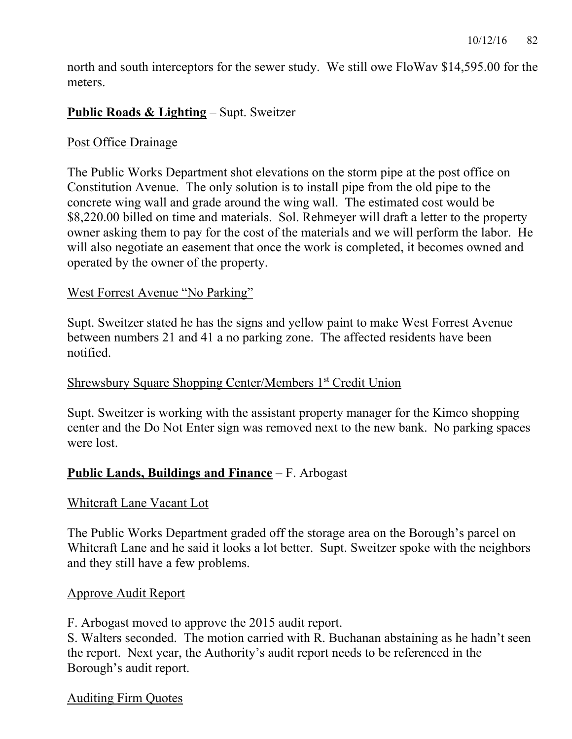north and south interceptors for the sewer study. We still owe FloWav $14,595.00 for the meters.

**Public Roads & Lighting** – Supt. Sweitzer

Post Office Drainage

The Public Works Department shot elevations on the storm pipe at the post office on Constitution Avenue. The only solution is to install pipe from the old pipe to the concrete wing wall and grade around the wing wall. The estimated cost would be $8,220.00 billed on time and materials. Sol. Rehmeyer will draft a letter to the property owner asking them to pay for the cost of the materials and we will perform the labor. He will also negotiate an easement that once the work is completed, it becomes owned and operated by the owner of the property.

West Forrest Avenue "No Parking"

Supt. Sweitzer stated he has the signs and yellow paint to make West Forrest Avenue between numbers 21 and 41 a no parking zone. The affected residents have been notified.

Shrewsbury Square Shopping Center/Members 1st Credit Union

Supt. Sweitzer is working with the assistant property manager for the Kimco shopping center and the Do Not Enter sign was removed next to the new bank. No parking spaces were lost.

**Public Lands, Buildings and Finance** – F. Arbogast

Whitcraft Lane Vacant Lot

The Public Works Department graded off the storage area on the Borough's parcel on Whitcraft Lane and he said it looks a lot better. Supt. Sweitzer spoke with the neighbors and they still have a few problems.

Approve Audit Report

F. Arbogast moved to approve the 2015 audit report.
S. Walters seconded. The motion carried with R. Buchanan abstaining as he hadn't seen the report. Next year, the Authority's audit report needs to be referenced in the Borough's audit report.

Auditing Firm Quotes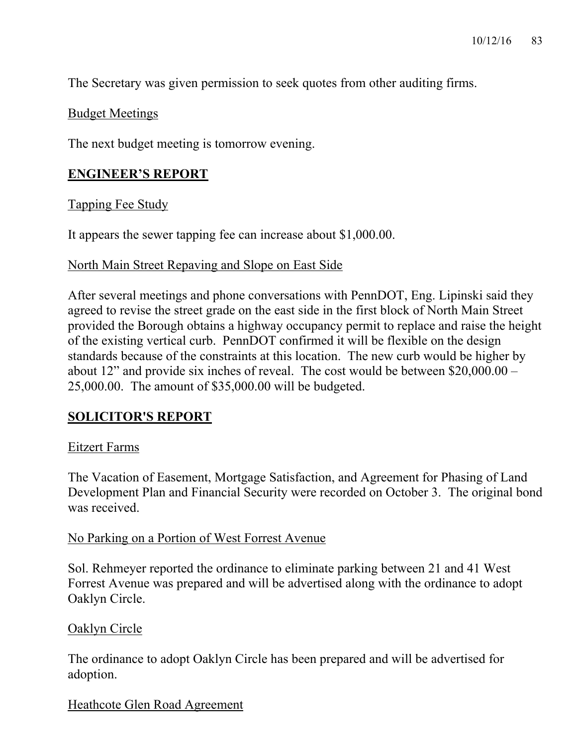The Secretary was given permission to seek quotes from other auditing firms.

Budget Meetings

The next budget meeting is tomorrow evening.

## **ENGINEER'S REPORT**

Tapping Fee Study

It appears the sewer tapping fee can increase about $1,000.00.

North Main Street Repaving and Slope on East Side

After several meetings and phone conversations with PennDOT, Eng. Lipinski said they agreed to revise the street grade on the east side in the first block of North Main Street provided the Borough obtains a highway occupancy permit to replace and raise the height of the existing vertical curb. PennDOT confirmed it will be flexible on the design standards because of the constraints at this location. The new curb would be higher by about 12" and provide six inches of reveal. The cost would be between $20,000.00 – 25,000.00. The amount of $35,000.00 will be budgeted.

## **SOLICITOR'S REPORT**

Eitzert Farms

The Vacation of Easement, Mortgage Satisfaction, and Agreement for Phasing of Land Development Plan and Financial Security were recorded on October 3. The original bond was received.

No Parking on a Portion of West Forrest Avenue

Sol. Rehmeyer reported the ordinance to eliminate parking between 21 and 41 West Forrest Avenue was prepared and will be advertised along with the ordinance to adopt Oaklyn Circle.

Oaklyn Circle

The ordinance to adopt Oaklyn Circle has been prepared and will be advertised for adoption.

Heathcote Glen Road Agreement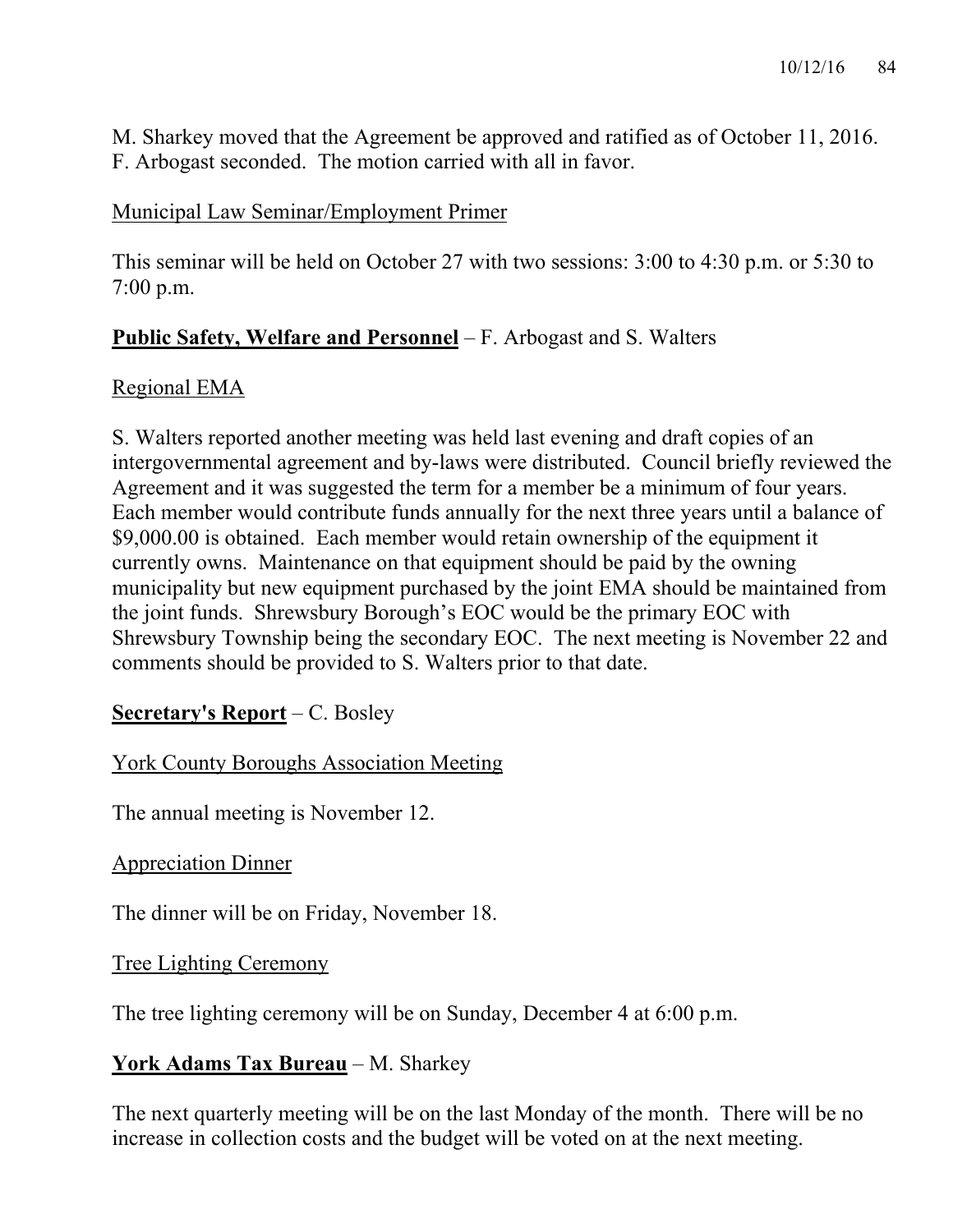M. Sharkey moved that the Agreement be approved and ratified as of October 11, 2016. F. Arbogast seconded. The motion carried with all in favor.

Municipal Law Seminar/Employment Primer

This seminar will be held on October 27 with two sessions: 3:00 to 4:30 p.m. or 5:30 to 7:00 p.m.

**Public Safety, Welfare and Personnel** – F. Arbogast and S. Walters

Regional EMA

S. Walters reported another meeting was held last evening and draft copies of an intergovernmental agreement and by-laws were distributed. Council briefly reviewed the Agreement and it was suggested the term for a member be a minimum of four years. Each member would contribute funds annually for the next three years until a balance of $9,000.00 is obtained. Each member would retain ownership of the equipment it currently owns. Maintenance on that equipment should be paid by the owning municipality but new equipment purchased by the joint EMA should be maintained from the joint funds. Shrewsbury Borough's EOC would be the primary EOC with Shrewsbury Township being the secondary EOC. The next meeting is November 22 and comments should be provided to S. Walters prior to that date.

**Secretary's Report** – C. Bosley

York County Boroughs Association Meeting

The annual meeting is November 12.

Appreciation Dinner

The dinner will be on Friday, November 18.

Tree Lighting Ceremony

The tree lighting ceremony will be on Sunday, December 4 at 6:00 p.m.

**York Adams Tax Bureau** – M. Sharkey

The next quarterly meeting will be on the last Monday of the month. There will be no increase in collection costs and the budget will be voted on at the next meeting.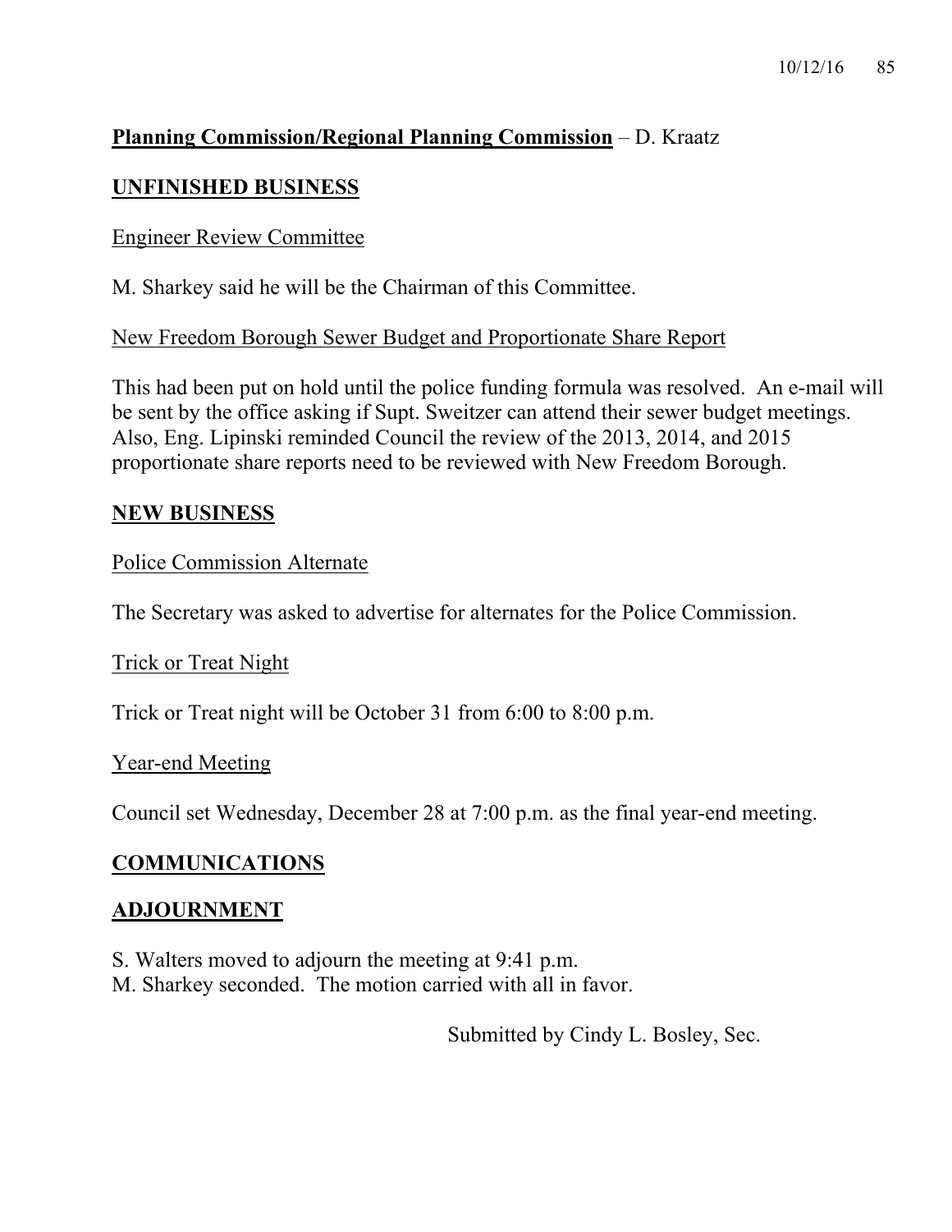**<u>Planning Commission/Regional Planning Commission</u>** – D. Kraatz

## UNFINISHED BUSINESS

<u>Engineer Review Committee</u>

M. Sharkey said he will be the Chairman of this Committee.

<u>New Freedom Borough Sewer Budget and Proportionate Share Report</u>

This had been put on hold until the police funding formula was resolved. An e-mail will be sent by the office asking if Supt. Sweitzer can attend their sewer budget meetings. Also, Eng. Lipinski reminded Council the review of the 2013, 2014, and 2015 proportionate share reports need to be reviewed with New Freedom Borough.

## NEW BUSINESS

<u>Police Commission Alternate</u>

The Secretary was asked to advertise for alternates for the Police Commission.

<u>Trick or Treat Night</u>

Trick or Treat night will be October 31 from 6:00 to 8:00 p.m.

<u>Year-end Meeting</u>

Council set Wednesday, December 28 at 7:00 p.m. as the final year-end meeting.

## COMMUNICATIONS

## ADJOURNMENT

S. Walters moved to adjourn the meeting at 9:41 p.m.
M. Sharkey seconded. The motion carried with all in favor.

Submitted by Cindy L. Bosley, Sec.